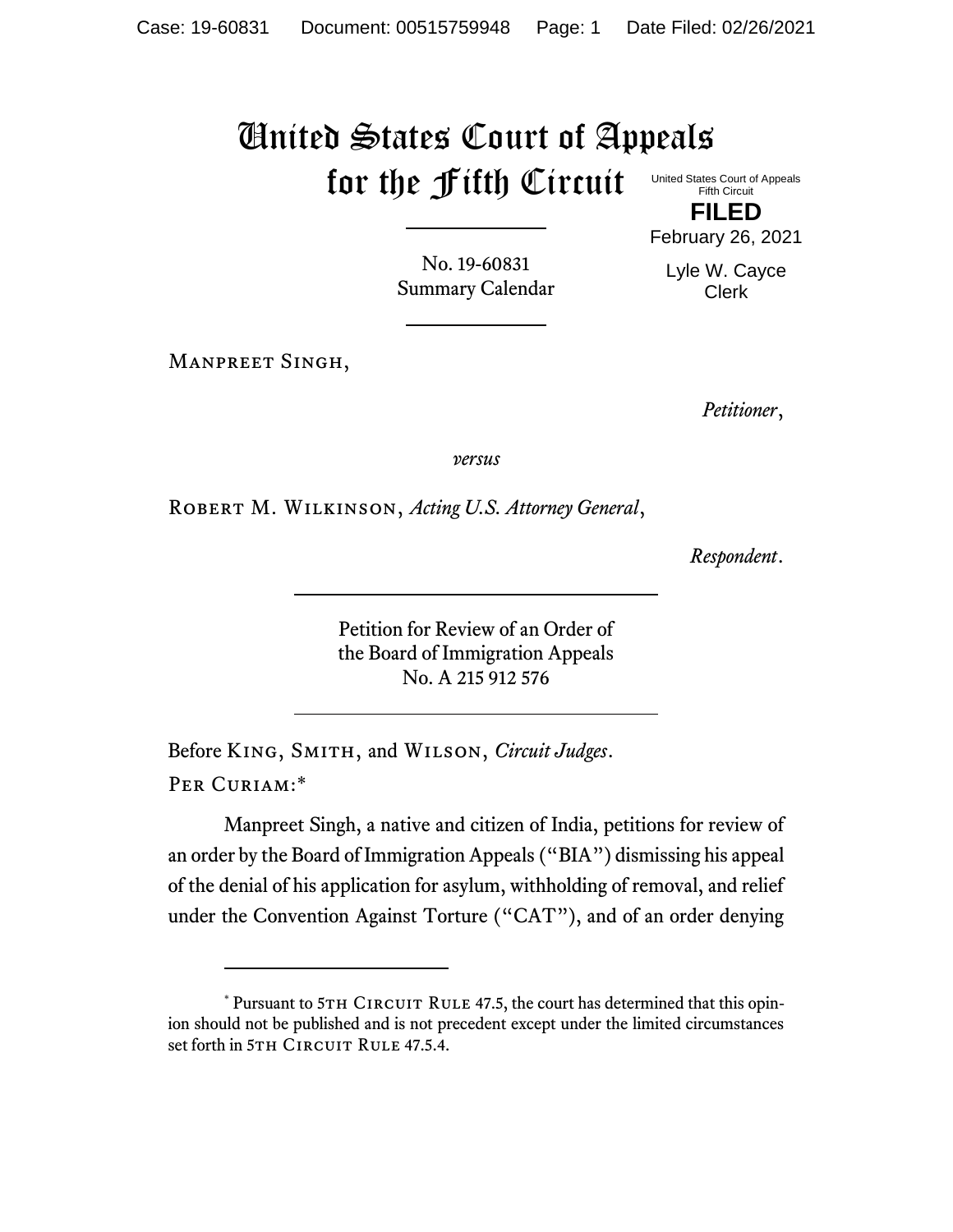# United States Court of Appeals for the Fifth Circuit

United States Court of Appeals
Fifth Circuit

**FILED**

February 26, 2021

Lyle W. Cayce
Clerk

---

No. 19-60831
Summary Calendar

---

Manpreet Singh,

*Petitioner*,

*versus*

Robert M. Wilkinson, *Acting U.S. Attorney General*,

*Respondent*.

---

Petition for Review of an Order of
the Board of Immigration Appeals
No. A 215 912 576

---

Before King, Smith, and Wilson, *Circuit Judges*.

Per Curiam:*

Manpreet Singh, a native and citizen of India, petitions for review of an order by the Board of Immigration Appeals ("BIA") dismissing his appeal of the denial of his application for asylum, withholding of removal, and relief under the Convention Against Torture ("CAT"), and of an order denying

---

\* Pursuant to 5th Circuit Rule 47.5, the court has determined that this opinion should not be published and is not precedent except under the limited circumstances set forth in 5th Circuit Rule 47.5.4.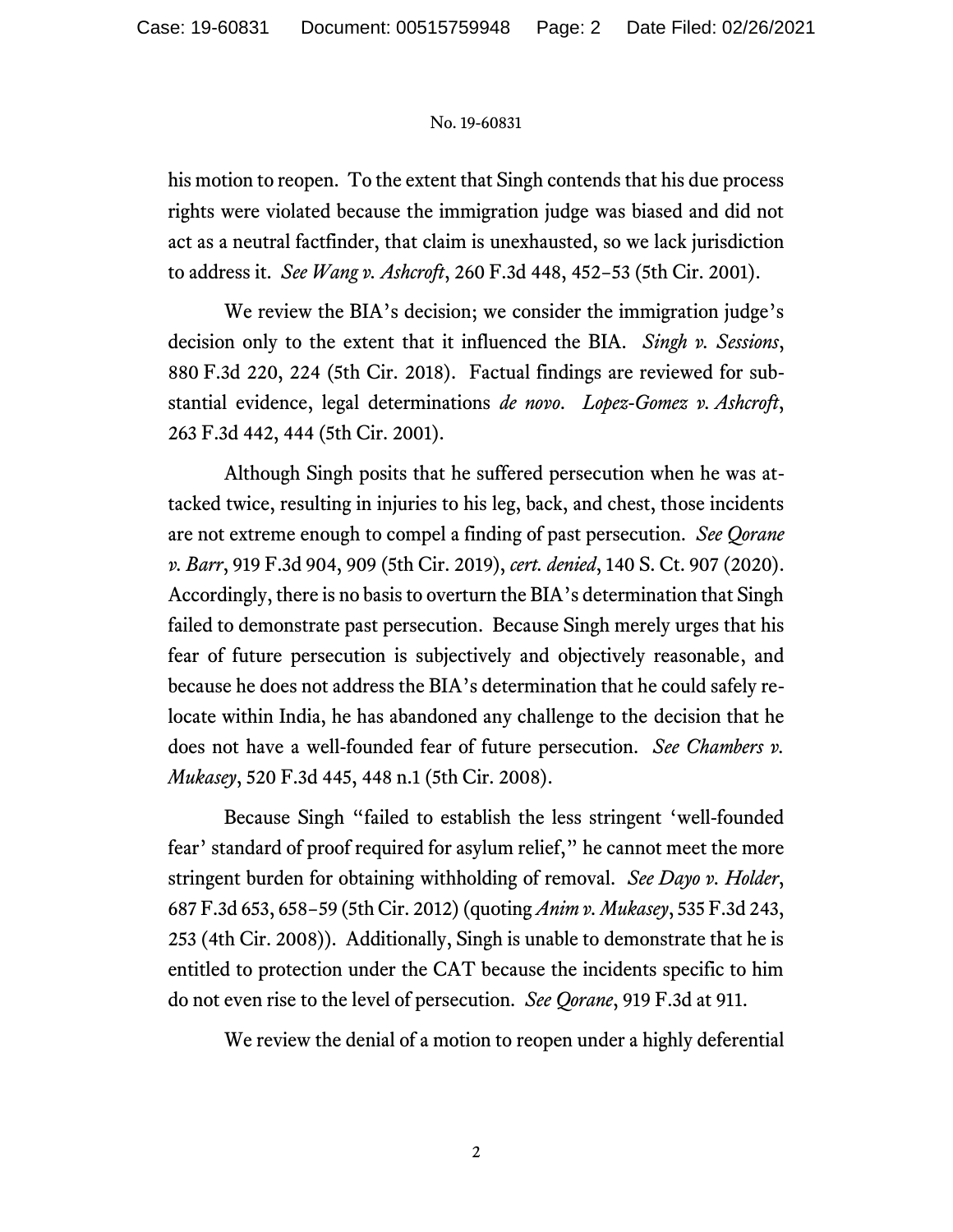his motion to reopen. To the extent that Singh contends that his due process rights were violated because the immigration judge was biased and did not act as a neutral factfinder, that claim is unexhausted, so we lack jurisdiction to address it. *See Wang v. Ashcroft*, 260 F.3d 448, 452–53 (5th Cir. 2001).

We review the BIA's decision; we consider the immigration judge's decision only to the extent that it influenced the BIA. *Singh v. Sessions*, 880 F.3d 220, 224 (5th Cir. 2018). Factual findings are reviewed for substantial evidence, legal determinations *de novo*. *Lopez-Gomez v. Ashcroft*, 263 F.3d 442, 444 (5th Cir. 2001).

Although Singh posits that he suffered persecution when he was attacked twice, resulting in injuries to his leg, back, and chest, those incidents are not extreme enough to compel a finding of past persecution. *See Qorane v. Barr*, 919 F.3d 904, 909 (5th Cir. 2019), *cert. denied*, 140 S. Ct. 907 (2020). Accordingly, there is no basis to overturn the BIA's determination that Singh failed to demonstrate past persecution. Because Singh merely urges that his fear of future persecution is subjectively and objectively reasonable, and because he does not address the BIA's determination that he could safely relocate within India, he has abandoned any challenge to the decision that he does not have a well-founded fear of future persecution. *See Chambers v. Mukasey*, 520 F.3d 445, 448 n.1 (5th Cir. 2008).

Because Singh "failed to establish the less stringent 'well-founded fear' standard of proof required for asylum relief," he cannot meet the more stringent burden for obtaining withholding of removal. *See Dayo v. Holder*, 687 F.3d 653, 658–59 (5th Cir. 2012) (quoting *Anim v. Mukasey*, 535 F.3d 243, 253 (4th Cir. 2008)). Additionally, Singh is unable to demonstrate that he is entitled to protection under the CAT because the incidents specific to him do not even rise to the level of persecution. *See Qorane*, 919 F.3d at 911.

We review the denial of a motion to reopen under a highly deferential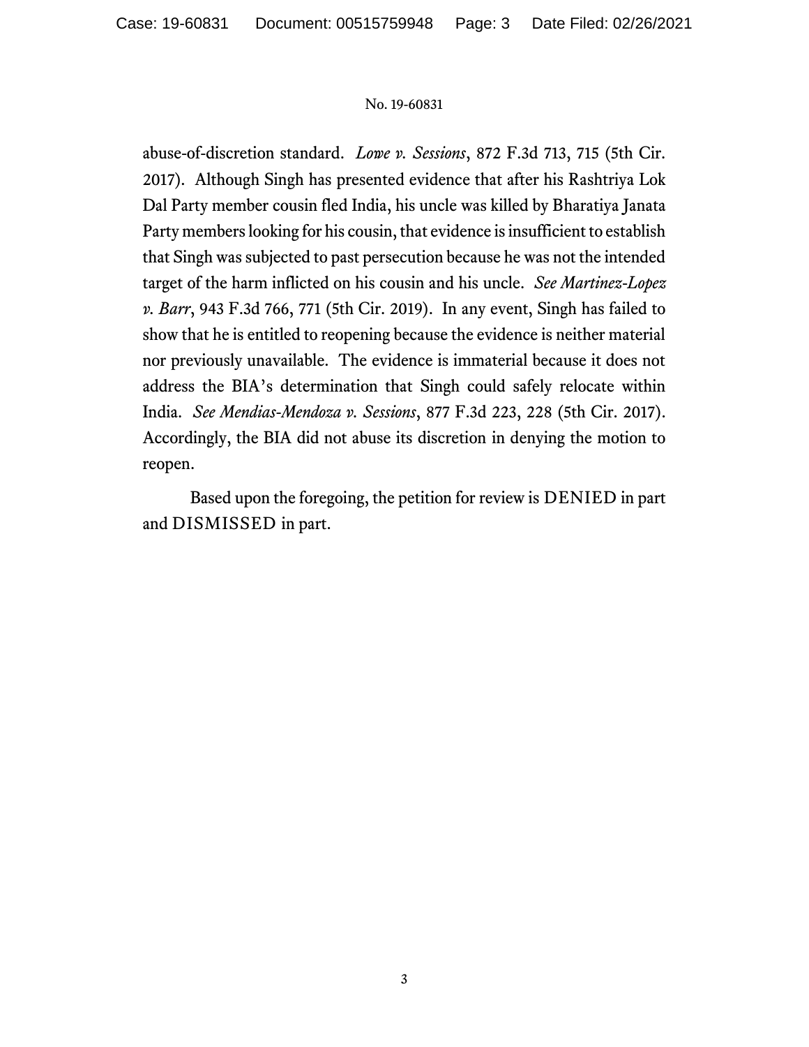abuse-of-discretion standard. *Lowe v. Sessions*, 872 F.3d 713, 715 (5th Cir. 2017). Although Singh has presented evidence that after his Rashtriya Lok Dal Party member cousin fled India, his uncle was killed by Bharatiya Janata Party members looking for his cousin, that evidence is insufficient to establish that Singh was subjected to past persecution because he was not the intended target of the harm inflicted on his cousin and his uncle. *See Martinez-Lopez v. Barr*, 943 F.3d 766, 771 (5th Cir. 2019). In any event, Singh has failed to show that he is entitled to reopening because the evidence is neither material nor previously unavailable. The evidence is immaterial because it does not address the BIA's determination that Singh could safely relocate within India. *See Mendias-Mendoza v. Sessions*, 877 F.3d 223, 228 (5th Cir. 2017). Accordingly, the BIA did not abuse its discretion in denying the motion to reopen.

Based upon the foregoing, the petition for review is DENIED in part and DISMISSED in part.